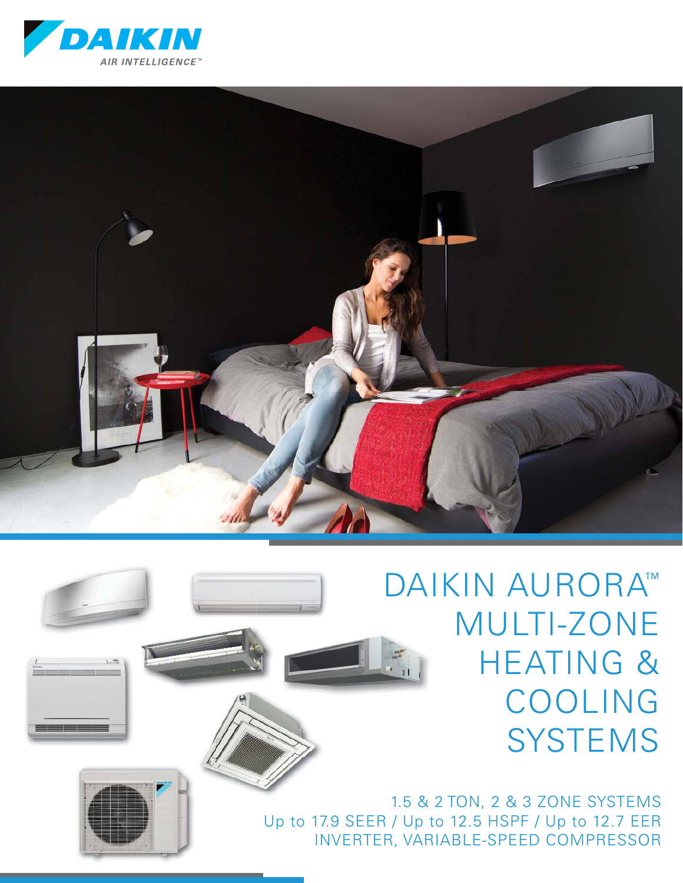DAIKIN
AIR INTELLIGENCE™

# DAIKIN AURORA™ MULTI-ZONE HEATING & COOLING SYSTEMS

1.5 & 2 TON, 2 & 3 ZONE SYSTEMS
Up to 17.9 SEER / Up to 12.5 HSPF / Up to 12.7 EER
INVERTER, VARIABLE-SPEED COMPRESSOR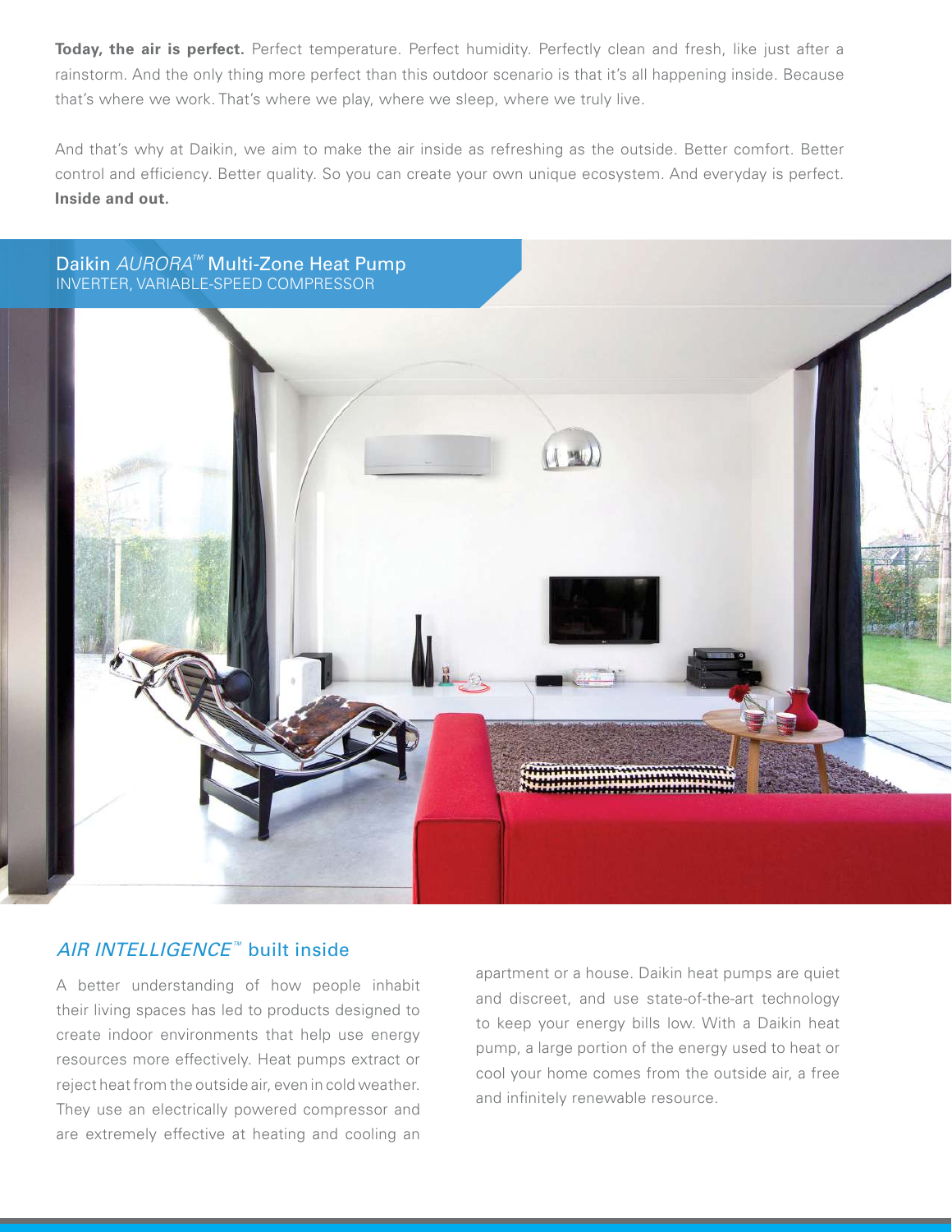**Today, the air is perfect.** Perfect temperature. Perfect humidity. Perfectly clean and fresh, like just after a rainstorm. And the only thing more perfect than this outdoor scenario is that it's all happening inside. Because that's where we work. That's where we play, where we sleep, where we truly live.

And that's why at Daikin, we aim to make the air inside as refreshing as the outside. Better comfort. Better control and efficiency. Better quality. So you can create your own unique ecosystem. And everyday is perfect. **Inside and out.**

## Daikin *AURORA*™ Multi-Zone Heat Pump

INVERTER, VARIABLE-SPEED COMPRESSOR

## *AIR INTELLIGENCE*™ built inside

A better understanding of how people inhabit their living spaces has led to products designed to create indoor environments that help use energy resources more effectively. Heat pumps extract or reject heat from the outside air, even in cold weather. They use an electrically powered compressor and are extremely effective at heating and cooling an apartment or a house. Daikin heat pumps are quiet and discreet, and use state-of-the-art technology to keep your energy bills low. With a Daikin heat pump, a large portion of the energy used to heat or cool your home comes from the outside air, a free and infinitely renewable resource.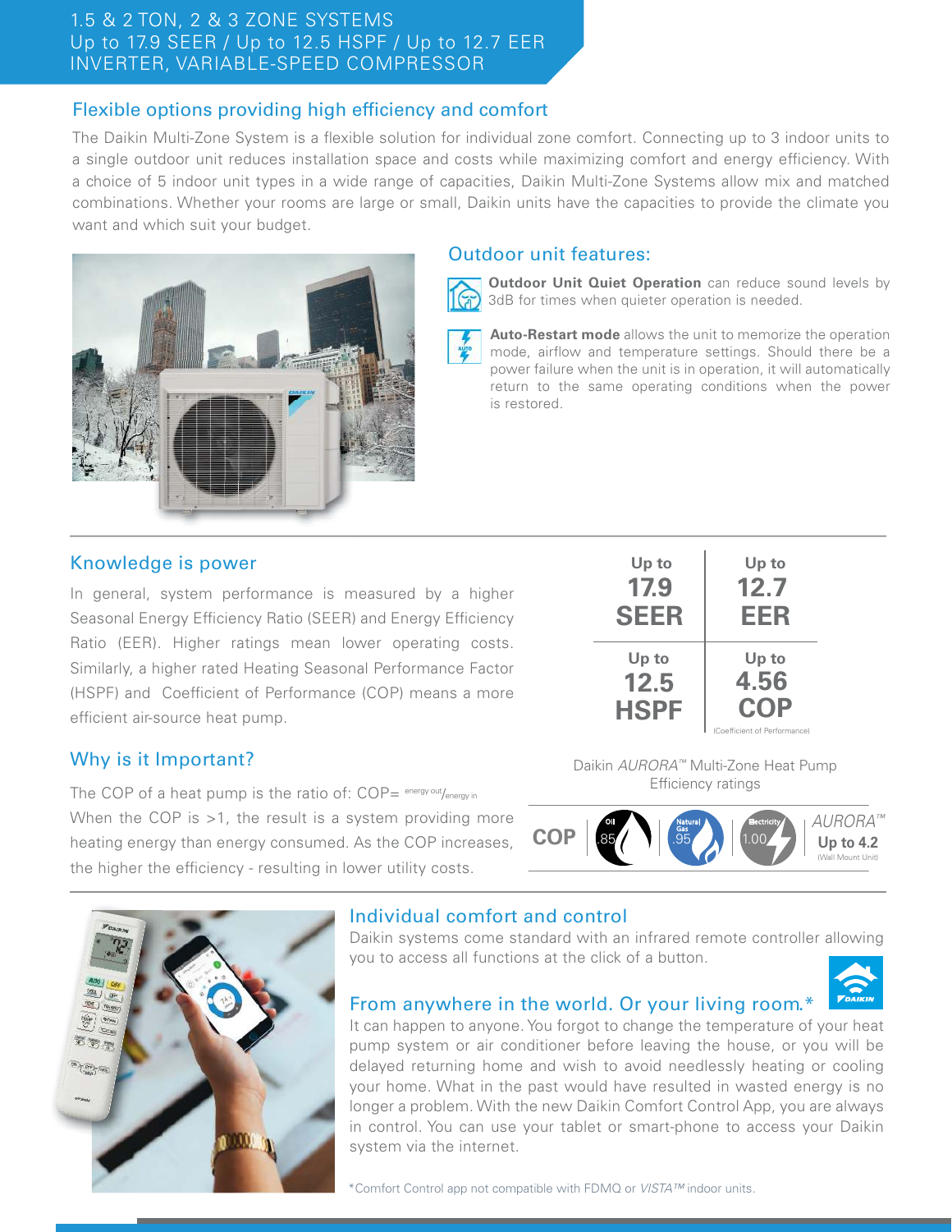1.5 & 2 TON, 2 & 3 ZONE SYSTEMS
Up to 17.9 SEER / Up to 12.5 HSPF / Up to 12.7 EER
INVERTER, VARIABLE-SPEED COMPRESSOR

## Flexible options providing high efficiency and comfort

The Daikin Multi-Zone System is a flexible solution for individual zone comfort. Connecting up to 3 indoor units to a single outdoor unit reduces installation space and costs while maximizing comfort and energy efficiency. With a choice of 5 indoor unit types in a wide range of capacities, Daikin Multi-Zone Systems allow mix and matched combinations. Whether your rooms are large or small, Daikin units have the capacities to provide the climate you want and which suit your budget.

## Outdoor unit features:

**Outdoor Unit Quiet Operation** can reduce sound levels by 3dB for times when quieter operation is needed.

**Auto-Restart mode** allows the unit to memorize the operation mode, airflow and temperature settings. Should there be a power failure when the unit is in operation, it will automatically return to the same operating conditions when the power is restored.

## Knowledge is power

In general, system performance is measured by a higher Seasonal Energy Efficiency Ratio (SEER) and Energy Efficiency Ratio (EER). Higher ratings mean lower operating costs. Similarly, a higher rated Heating Seasonal Performance Factor (HSPF) and Coefficient of Performance (COP) means a more efficient air-source heat pump.

| Up to 17.9 SEER | Up to 12.7 EER |
|---|---|
| Up to 12.5 HSPF | Up to 4.56 COP (Coefficient of Performance) |

Daikin *AURORA*™ Multi-Zone Heat Pump Efficiency ratings

## Why is it Important?

The COP of a heat pump is the ratio of: COP= $^{energy\ out}/_{energy\ in}$

When the COP is >1, the result is a system providing more heating energy than energy consumed. As the COP increases, the higher the efficiency - resulting in lower utility costs.

| COP | Oil | Natural Gas | Electricity | *AURORA*™ |
|---|---|---|---|---|
| | .85 | .95 | 1.00 | Up to 4.2 (Wall Mount Unit) |

## Individual comfort and control

Daikin systems come standard with an infrared remote controller allowing you to access all functions at the click of a button.

## From anywhere in the world. Or your living room.*

It can happen to anyone. You forgot to change the temperature of your heat pump system or air conditioner before leaving the house, or you will be delayed returning home and wish to avoid needlessly heating or cooling your home. What in the past would have resulted in wasted energy is no longer a problem. With the new Daikin Comfort Control App, you are always in control. You can use your tablet or smart-phone to access your Daikin system via the internet.

*Comfort Control app not compatible with FDMQ or *VISTA*™ indoor units.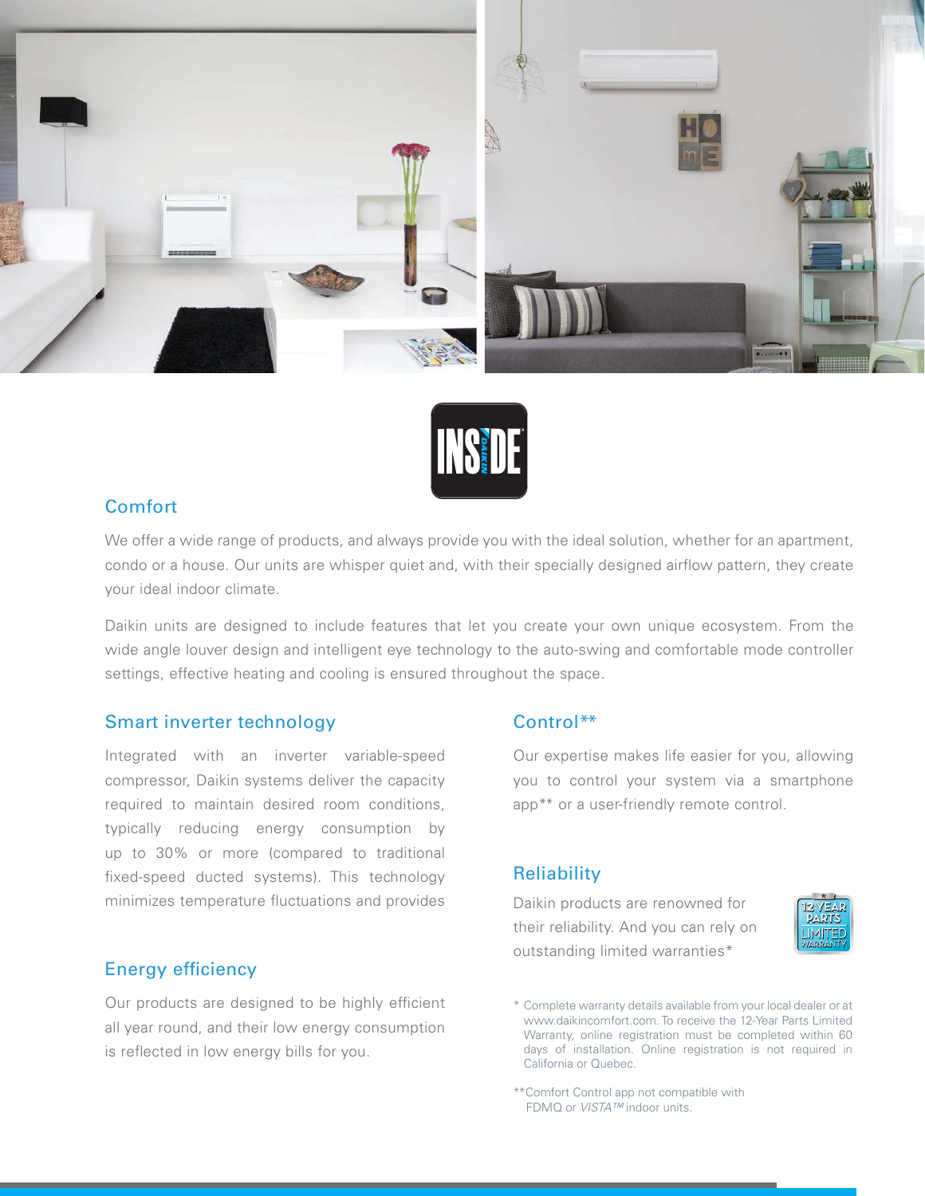## Comfort

We offer a wide range of products, and always provide you with the ideal solution, whether for an apartment, condo or a house. Our units are whisper quiet and, with their specially designed airflow pattern, they create your ideal indoor climate.

Daikin units are designed to include features that let you create your own unique ecosystem. From the wide angle louver design and intelligent eye technology to the auto-swing and comfortable mode controller settings, effective heating and cooling is ensured throughout the space.

## Smart inverter technology

Integrated with an inverter variable-speed compressor, Daikin systems deliver the capacity required to maintain desired room conditions, typically reducing energy consumption by up to 30% or more (compared to traditional fixed-speed ducted systems). This technology minimizes temperature fluctuations and provides

## Energy efficiency

Our products are designed to be highly efficient all year round, and their low energy consumption is reflected in low energy bills for you.

## Control**

Our expertise makes life easier for you, allowing you to control your system via a smartphone app** or a user-friendly remote control.

## Reliability

Daikin products are renowned for their reliability. And you can rely on outstanding limited warranties*

\* Complete warranty details available from your local dealer or at www.daikincomfort.com. To receive the 12-Year Parts Limited Warranty, online registration must be completed within 60 days of installation. Online registration is not required in California or Quebec.

**Comfort Control app not compatible with FDMQ or *VISTA™* indoor units.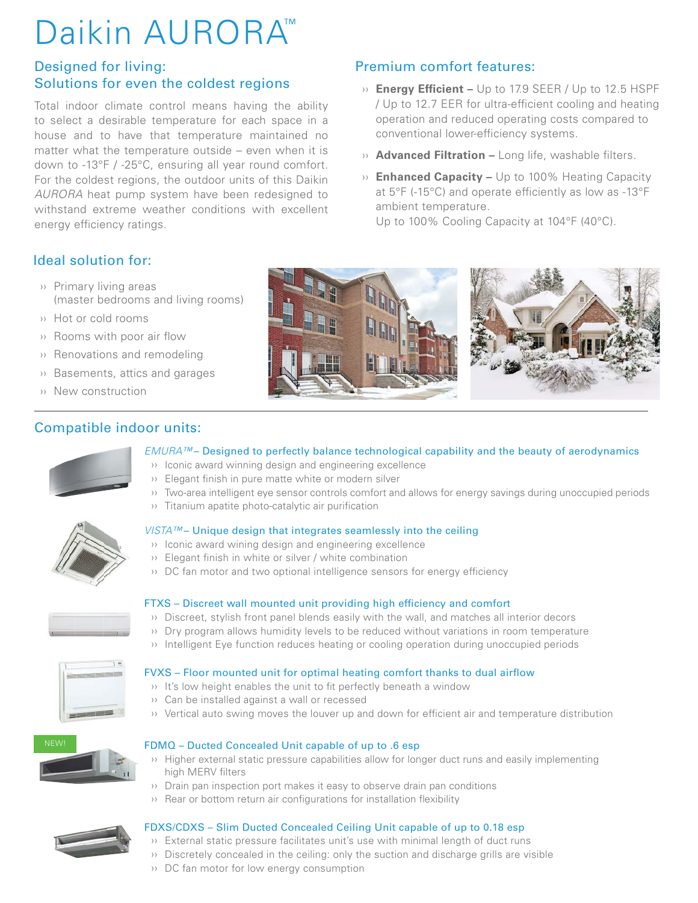# Daikin AURORA™

## Designed for living: Solutions for even the coldest regions

Total indoor climate control means having the ability to select a desirable temperature for each space in a house and to have that temperature maintained no matter what the temperature outside – even when it is down to -13°F / -25°C, ensuring all year round comfort. For the coldest regions, the outdoor units of this Daikin *AURORA* heat pump system have been redesigned to withstand extreme weather conditions with excellent energy efficiency ratings.

## Premium comfort features:

- **Energy Efficient –** Up to 17.9 SEER / Up to 12.5 HSPF / Up to 12.7 EER for ultra-efficient cooling and heating operation and reduced operating costs compared to conventional lower-efficiency systems.
- **Advanced Filtration –** Long life, washable filters.
- **Enhanced Capacity –** Up to 100% Heating Capacity at 5°F (-15°C) and operate efficiently as low as -13°F ambient temperature.
  Up to 100% Cooling Capacity at 104°F (40°C).

## Ideal solution for:

- Primary living areas (master bedrooms and living rooms)
- Hot or cold rooms
- Rooms with poor air flow
- Renovations and remodeling
- Basements, attics and garages
- New construction

## Compatible indoor units:

### *EMURA™* – Designed to perfectly balance technological capability and the beauty of aerodynamics

- Iconic award winning design and engineering excellence
- Elegant finish in pure matte white or modern silver
- Two-area intelligent eye sensor controls comfort and allows for energy savings during unoccupied periods
- Titanium apatite photo-catalytic air purification

### *VISTA™* – Unique design that integrates seamlessly into the ceiling

- Iconic award wining design and engineering excellence
- Elegant finish in white or silver / white combination
- DC fan motor and two optional intelligence sensors for energy efficiency

### FTXS – Discreet wall mounted unit providing high efficiency and comfort

- Discreet, stylish front panel blends easily with the wall, and matches all interior decors
- Dry program allows humidity levels to be reduced without variations in room temperature
- Intelligent Eye function reduces heating or cooling operation during unoccupied periods

### FVXS – Floor mounted unit for optimal heating comfort thanks to dual airflow

- It's low height enables the unit to fit perfectly beneath a window
- Can be installed against a wall or recessed
- Vertical auto swing moves the louver up and down for efficient air and temperature distribution

NEW!

### FDMQ – Ducted Concealed Unit capable of up to .6 esp

- Higher external static pressure capabilities allow for longer duct runs and easily implementing high MERV filters
- Drain pan inspection port makes it easy to observe drain pan conditions
- Rear or bottom return air configurations for installation flexibility

### FDXS/CDXS – Slim Ducted Concealed Ceiling Unit capable of up to 0.18 esp

- External static pressure facilitates unit's use with minimal length of duct runs
- Discretely concealed in the ceiling: only the suction and discharge grills are visible
- DC fan motor for low energy consumption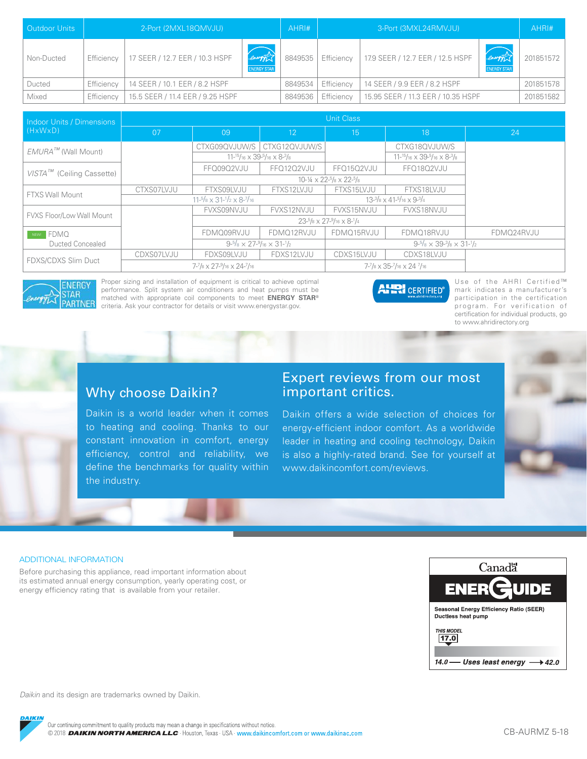| Outdoor Units | 2-Port (2MXL18QMVJU) | | | AHRI# | 3-Port (3MXL24RMVJU) | | | AHRI# |
|---|---|---|---|---|---|---|---|---|
| Non-Ducted | Efficiency | 17 SEER / 12.7 EER / 10.3 HSPF | ENERGY STAR | 8849535 | Efficiency | 17.9 SEER / 12.7 EER / 12.5 HSPF | ENERGY STAR | 201851572 |
| Ducted | Efficiency | 14 SEER / 10.1 EER / 8.2 HSPF | | 8849534 | Efficiency | 14 SEER / 9.9 EER / 8.2 HSPF | | 201851578 |
| Mixed | Efficiency | 15.5 SEER / 11.4 EER / 9.25 HSPF | | 8849536 | Efficiency | 15.95 SEER / 11.3 EER / 10.35 HSPF | | 201851582 |

| Indoor Units / Dimensions (HxWxD) | Unit Class | | | | | |
|---|---|---|---|---|---|---|
| | 07 | 09 | 12 | 15 | 18 | 24 |
| *EMURA™* (Wall Mount) | | CTXG09QVJUW/S | CTXG12QVJUW/S | | CTXG18QVJUW/S | |
| | | 11-15/16 x 39-5/16 x 8-3/8 | | | 11-15/16 x 39-5/16 x 8-3/8 | |
| *VISTA™* (Ceiling Cassette) | | FFQ09Q2VJU | FFQ12Q2VJU | FFQ15Q2VJU | FFQ18Q2VJU | |
| | | 10-1/4 x 22-5/8 x 22-5/8 | | | | |
| FTXS Wall Mount | CTXS07LVJU | FTXS09LVJU | FTXS12LVJU | FTXS15LVJU | FTXS18LVJU | |
| | 11-5/8 x 31-1/2 x 8-7/16 | | | 13-3/8 x 41-5/16 x 9-3/4 | | |
| FVXS Floor/Low Wall Mount | | FVXS09NVJU | FVXS12NVJU | FVXS15NVJU | FVXS18NVJU | |
| | | 23-5/8 x 27-9/16 x 8-1/4 | | | | |
| NEW! FDMQ Ducted Concealed | | FDMQ09RVJU | FDMQ12RVJU | FDMQ15RVJU | FDMQ18RVJU | FDMQ24RVJU |
| | | 9-5/8 x 27-9/16 x 31-1/2 | | 9-5/8 x 39-3/8 x 31-1/2 | | |
| FDXS/CDXS Slim Duct | CDXS07LVJU | FDXS09LVJU | FDXS12LVJU | CDXS15LVJU | CDXS18LVJU | |
| | 7-7/8 x 27-9/16 x 24-7/16 | | | 7-7/8 x 35-7/16 x 24 7/16 | | |

ENERGY STAR PARTNER

Proper sizing and installation of equipment is critical to achieve optimal performance. Split system air conditioners and heat pumps must be matched with appropriate coil components to meet **ENERGY STAR®** criteria. Ask your contractor for details or visit www.energystar.gov.

AHRI CERTIFIED® www.ahridirectory.org

Use of the AHRI Certified™ mark indicates a manufacturer's participation in the certification program. For verification of certification for individual products, go to www.ahridirectory.org

## Why choose Daikin?

Daikin is a world leader when it comes to heating and cooling. Thanks to our constant innovation in comfort, energy efficiency, control and reliability, we define the benchmarks for quality within the industry.

## Expert reviews from our most important critics.

Daikin offers a wide selection of choices for energy-efficient indoor comfort. As a worldwide leader in heating and cooling technology, Daikin is also a highly-rated brand. See for yourself at www.daikincomfort.com/reviews.

### ADDITIONAL INFORMATION

Before purchasing this appliance, read important information about its estimated annual energy consumption, yearly operating cost, or energy efficiency rating that is available from your retailer.

Canada ENERGUIDE

**Seasonal Energy Efficiency Ratio (SEER)**
**Ductless heat pump**

THIS MODEL
17.0

14.0 — Uses least energy → 42.0

*Daikin* and its design are trademarks owned by Daikin.

DAIKIN

Our continuing commitment to quality products may mean a change in specifications without notice.
© 2018 **DAIKIN NORTH AMERICA LLC** · Houston, Texas · USA · www.daikincomfort.com or www.daikinac.com

CB-AURMZ 5-18